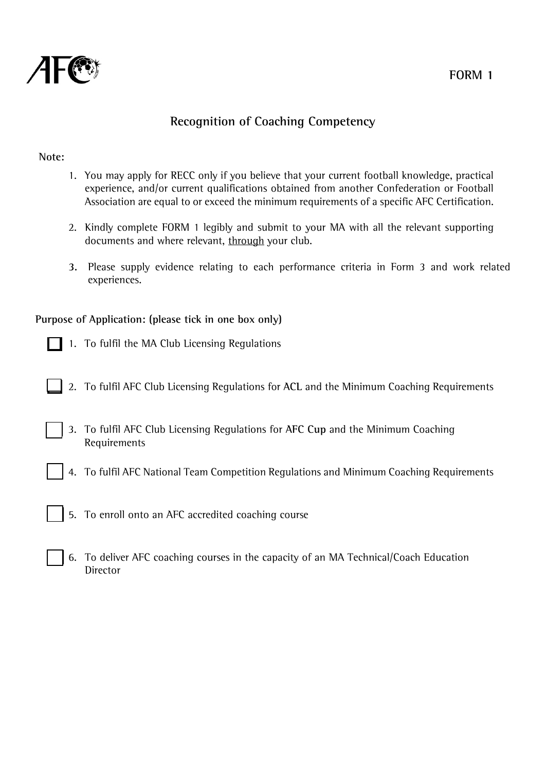FORM 1

# Recognition of Coaching Competency

**Note:**

1. You may apply for RECC only if you believe that your current football knowledge, practical experience, and/or current qualifications obtained from another Confederation or Football Association are equal to or exceed the minimum requirements of a specific AFC Certification.

2. Kindly complete FORM 1 legibly and submit to your MA with all the relevant supporting documents and where relevant, <u>through</u> your club.

3. Please supply evidence relating to each performance criteria in Form 3 and work related experiences.

**Purpose of Application: (please tick in one box only)**

☐ 1. To fulfil the MA Club Licensing Regulations

☐ 2. To fulfil AFC Club Licensing Regulations for **ACL** and the Minimum Coaching Requirements

☐ 3. To fulfil AFC Club Licensing Regulations for **AFC Cup** and the Minimum Coaching Requirements

☐ 4. To fulfil AFC National Team Competition Regulations and Minimum Coaching Requirements

☐ 5. To enroll onto an AFC accredited coaching course

☐ 6. To deliver AFC coaching courses in the capacity of an MA Technical/Coach Education Director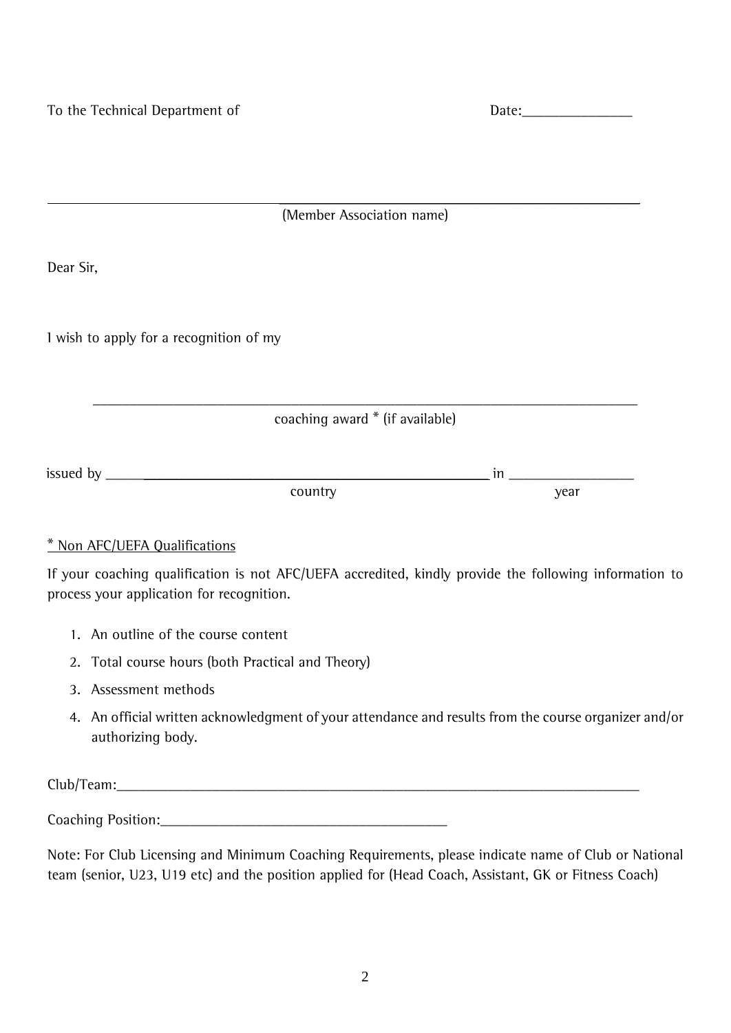To the Technical Department of                                                              Date:_______________

_______________________________________________________________________________
(Member Association name)

Dear Sir,

I wish to apply for a recognition of my

_______________________________________________________________________
coaching award * (if available)

issued by ________________________________________________ in _________________
country                                                                                    year

<u>* Non AFC/UEFA Qualifications</u>

If your coaching qualification is not AFC/UEFA accredited, kindly provide the following information to process your application for recognition.

1. An outline of the course content
2. Total course hours (both Practical and Theory)
3. Assessment methods
4. An official written acknowledgment of your attendance and results from the course organizer and/or authorizing body.

Club/Team:_______________________________________________________________________

Coaching Position:_______________________________________

Note: For Club Licensing and Minimum Coaching Requirements, please indicate name of Club or National team (senior, U23, U19 etc) and the position applied for (Head Coach, Assistant, GK or Fitness Coach)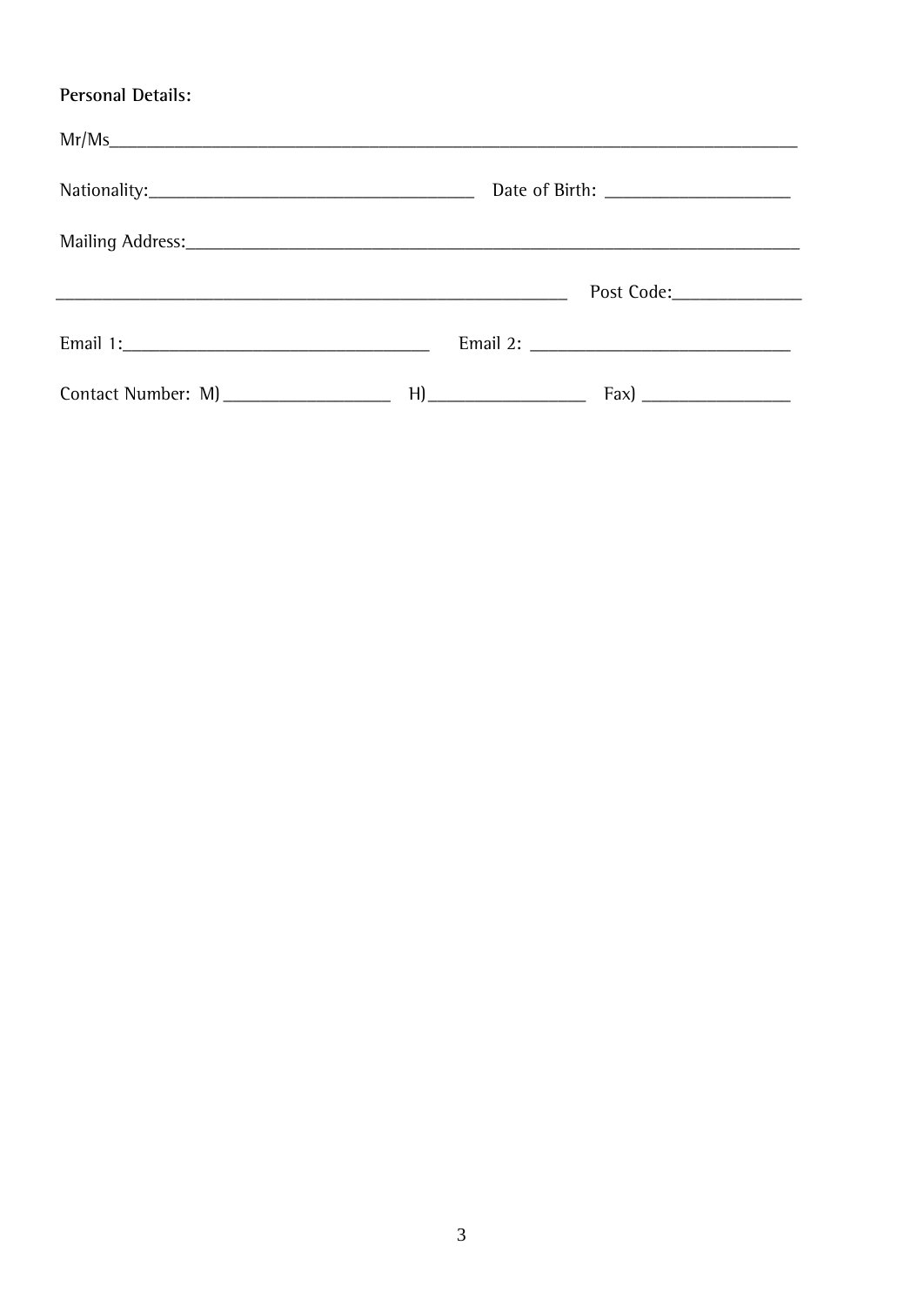**Personal Details:**

Mr/Ms______________________________________________________________________________

Nationality:____________________________________ Date of Birth: ____________________

Mailing Address:_____________________________________________________________________

_________________________________________________________ Post Code:______________

Email 1:__________________________________ Email 2: _____________________________

Contact Number: M) __________________ H)_________________ Fax) ________________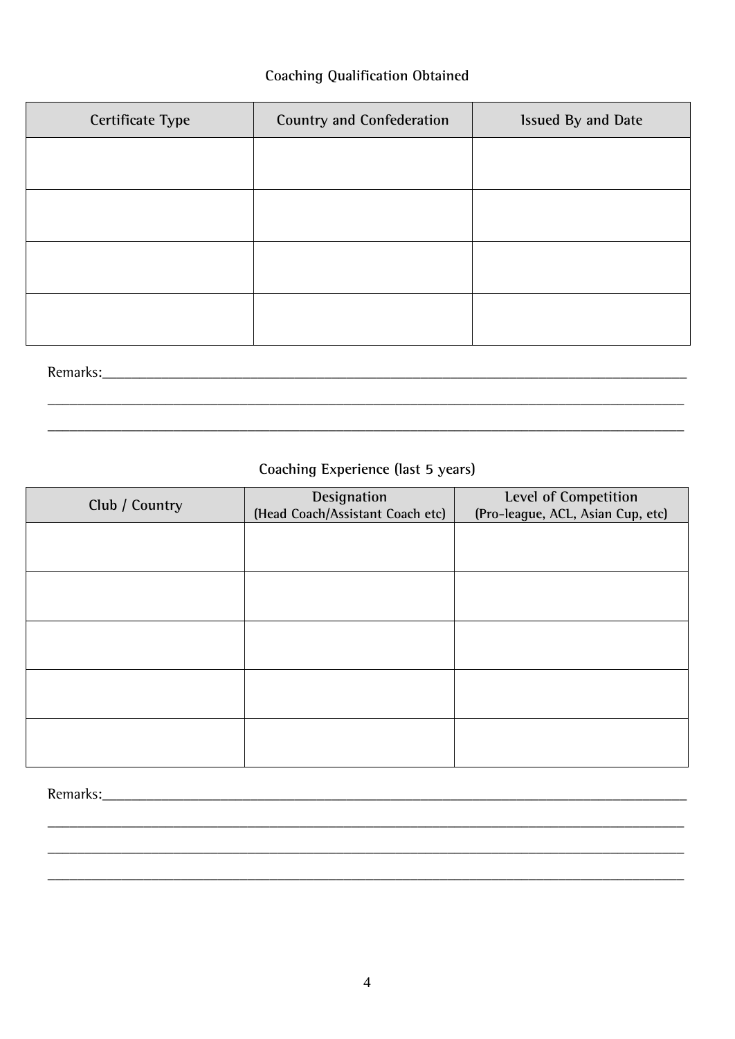### Coaching Qualification Obtained

| Certificate Type | Country and Confederation | Issued By and Date |
| --- | --- | --- |
| | | |
| | | |
| | | |
| | | |

Remarks:______________________________________________________________________________

______________________________________________________________________________________

______________________________________________________________________________________

### Coaching Experience (last 5 years)

| Club / Country | Designation (Head Coach/Assistant Coach etc) | Level of Competition (Pro-league, ACL, Asian Cup, etc) |
| --- | --- | --- |
| | | |
| | | |
| | | |
| | | |
| | | |

Remarks:______________________________________________________________________________

______________________________________________________________________________________

______________________________________________________________________________________

______________________________________________________________________________________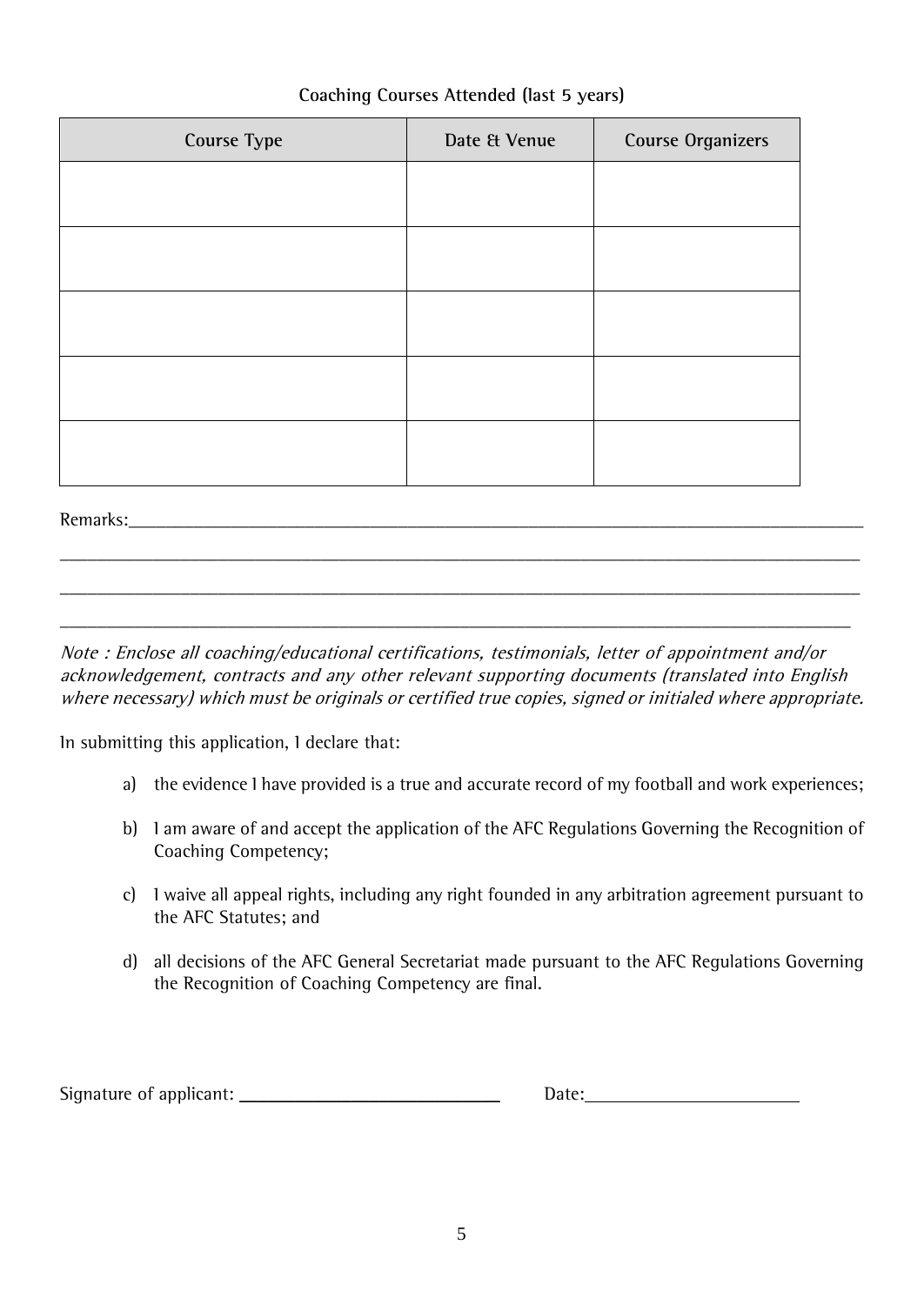**Coaching Courses Attended (last 5 years)**

| Course Type | Date & Venue | Course Organizers |
|---|---|---|
| | | |
| | | |
| | | |
| | | |
| | | |

Remarks:___________________________________________________________________________

___________________________________________________________________________________

___________________________________________________________________________________

___________________________________________________________________________________

*Note : Enclose all coaching/educational certifications, testimonials, letter of appointment and/or acknowledgement, contracts and any other relevant supporting documents (translated into English where necessary) which must be originals or certified true copies, signed or initialed where appropriate.*

In submitting this application, I declare that:

a) the evidence I have provided is a true and accurate record of my football and work experiences;

b) I am aware of and accept the application of the AFC Regulations Governing the Recognition of Coaching Competency;

c) I waive all appeal rights, including any right founded in any arbitration agreement pursuant to the AFC Statutes; and

d) all decisions of the AFC General Secretariat made pursuant to the AFC Regulations Governing the Recognition of Coaching Competency are final.

Signature of applicant: ____________________________ Date:______________________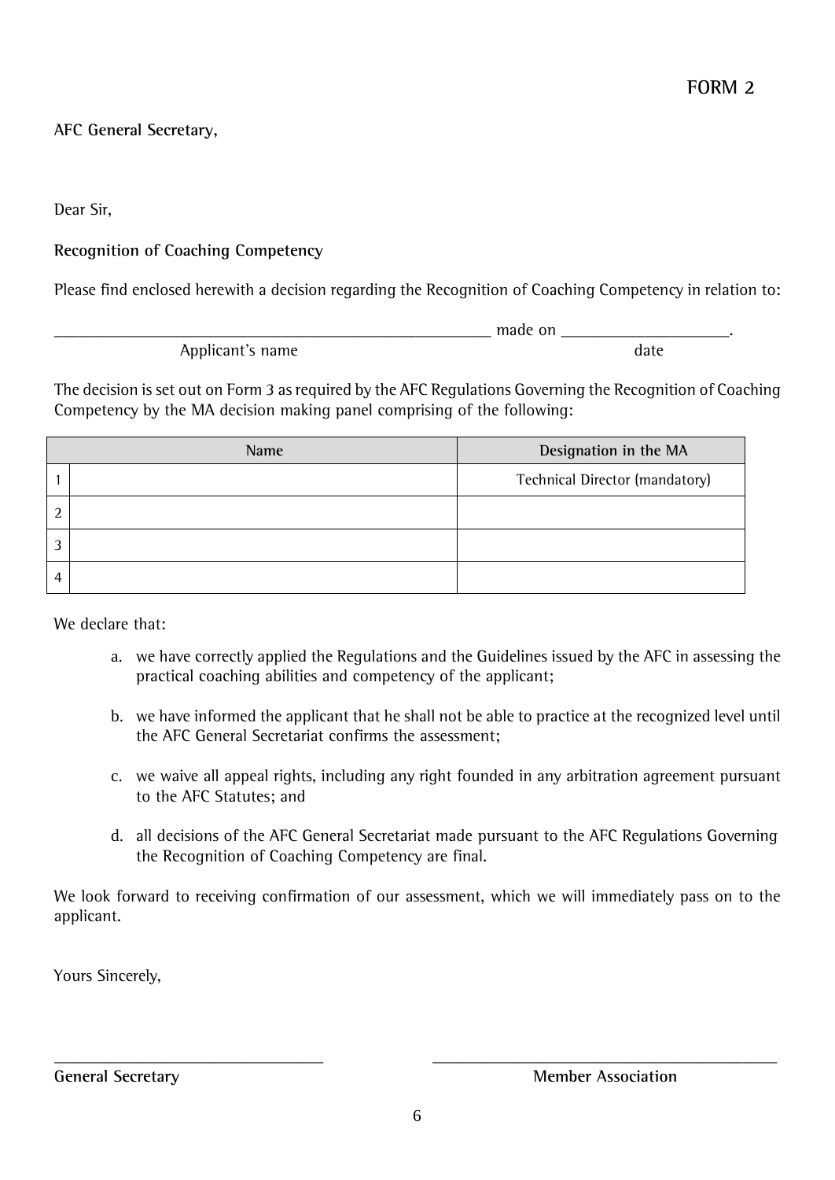FORM 2

**AFC General Secretary,**

Dear Sir,

**Recognition of Coaching Competency**

Please find enclosed herewith a decision regarding the Recognition of Coaching Competency in relation to:

_______________________________________________ made on __________________.
Applicant's name date

The decision is set out on Form 3 as required by the AFC Regulations Governing the Recognition of Coaching Competency by the MA decision making panel comprising of the following:

| | Name | Designation in the MA |
|---|---|---|
| 1 | | Technical Director (mandatory) |
| 2 | | |
| 3 | | |
| 4 | | |

We declare that:

a. we have correctly applied the Regulations and the Guidelines issued by the AFC in assessing the practical coaching abilities and competency of the applicant;

b. we have informed the applicant that he shall not be able to practice at the recognized level until the AFC General Secretariat confirms the assessment;

c. we waive all appeal rights, including any right founded in any arbitration agreement pursuant to the AFC Statutes; and

d. all decisions of the AFC General Secretariat made pursuant to the AFC Regulations Governing the Recognition of Coaching Competency are final.

We look forward to receiving confirmation of our assessment, which we will immediately pass on to the applicant.

Yours Sincerely,

______________________________ ______________________________
**General Secretary** **Member Association**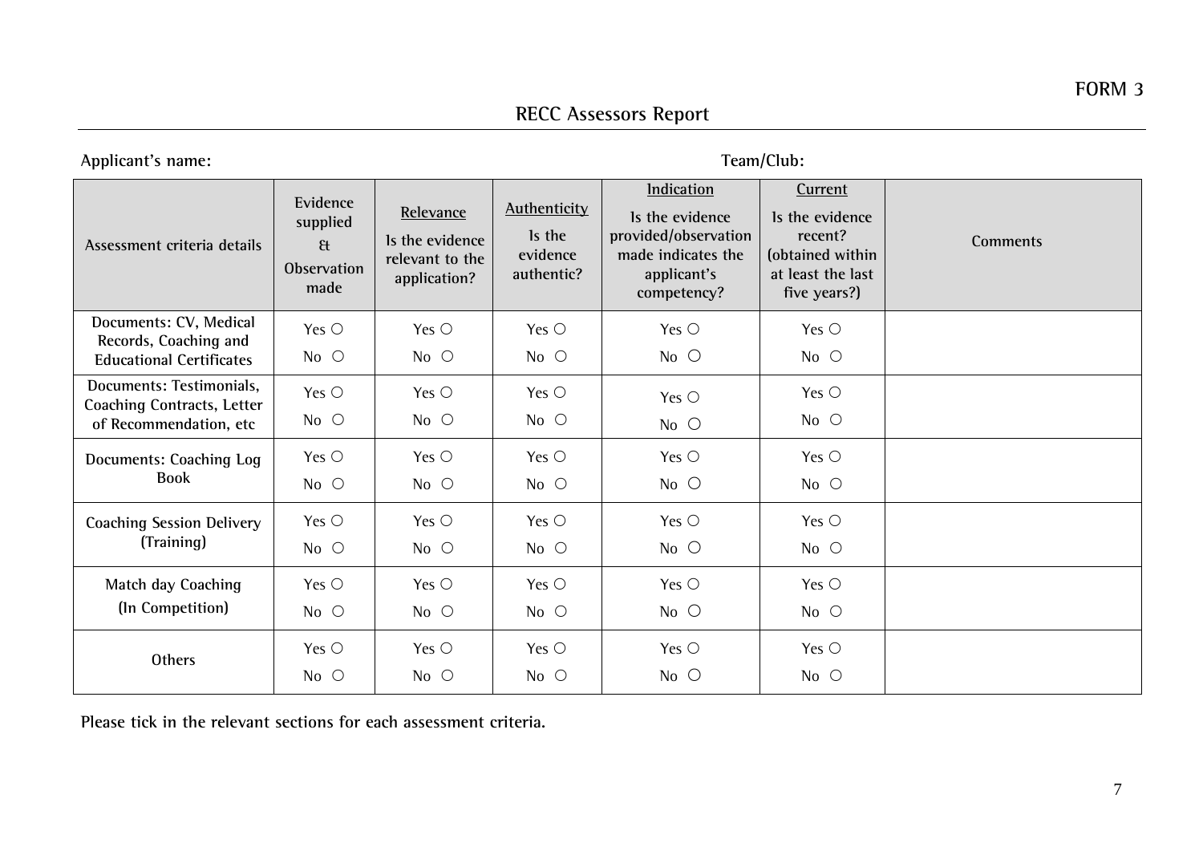FORM 3

# RECC Assessors Report

**Applicant's name:** **Team/Club:**

| Assessment criteria details | Evidence supplied & Observation made | Relevance<br>Is the evidence relevant to the application? | Authenticity<br>Is the evidence authentic? | Indication<br>Is the evidence provided/observation made indicates the applicant's competency? | Current<br>Is the evidence recent? (obtained within at least the last five years?) | Comments |
|---|---|---|---|---|---|---|
| Documents: CV, Medical Records, Coaching and Educational Certificates | Yes ○ No ○ | Yes ○ No ○ | Yes ○ No ○ | Yes ○ No ○ | Yes ○ No ○ | |
| Documents: Testimonials, Coaching Contracts, Letter of Recommendation, etc | Yes ○ No ○ | Yes ○ No ○ | Yes ○ No ○ | Yes ○ No ○ | Yes ○ No ○ | |
| Documents: Coaching Log Book | Yes ○ No ○ | Yes ○ No ○ | Yes ○ No ○ | Yes ○ No ○ | Yes ○ No ○ | |
| Coaching Session Delivery (Training) | Yes ○ No ○ | Yes ○ No ○ | Yes ○ No ○ | Yes ○ No ○ | Yes ○ No ○ | |
| Match day Coaching (In Competition) | Yes ○ No ○ | Yes ○ No ○ | Yes ○ No ○ | Yes ○ No ○ | Yes ○ No ○ | |
| Others | Yes ○ No ○ | Yes ○ No ○ | Yes ○ No ○ | Yes ○ No ○ | Yes ○ No ○ | |

**Please tick in the relevant sections for each assessment criteria.**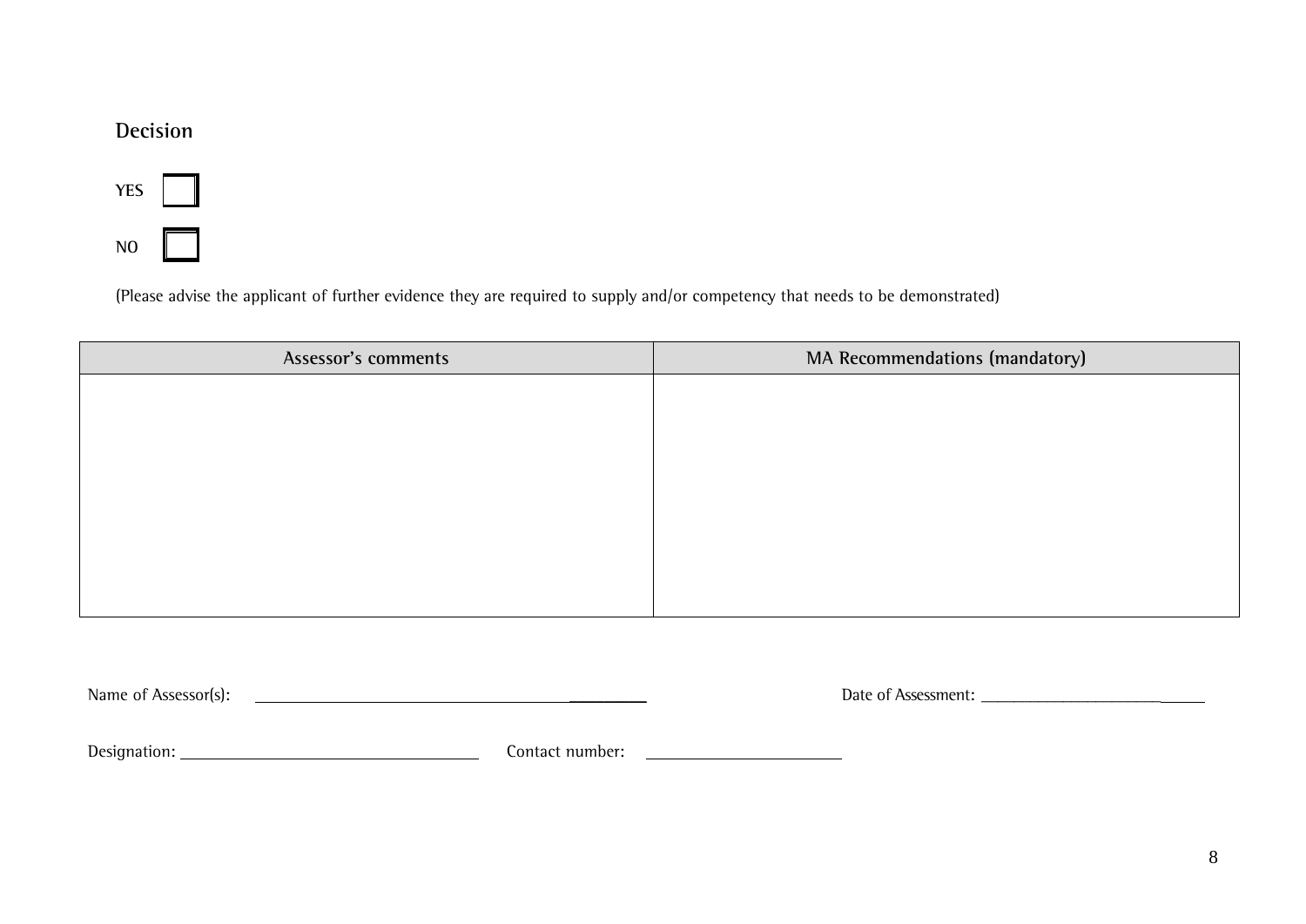## Decision

YES ☐

NO ☐

(Please advise the applicant of further evidence they are required to supply and/or competency that needs to be demonstrated)

| Assessor's comments | MA Recommendations (mandatory) |
| --- | --- |
| | |

Name of Assessor(s): ______________________________ Date of Assessment: ______________________

Designation: ______________________ Contact number: ______________________